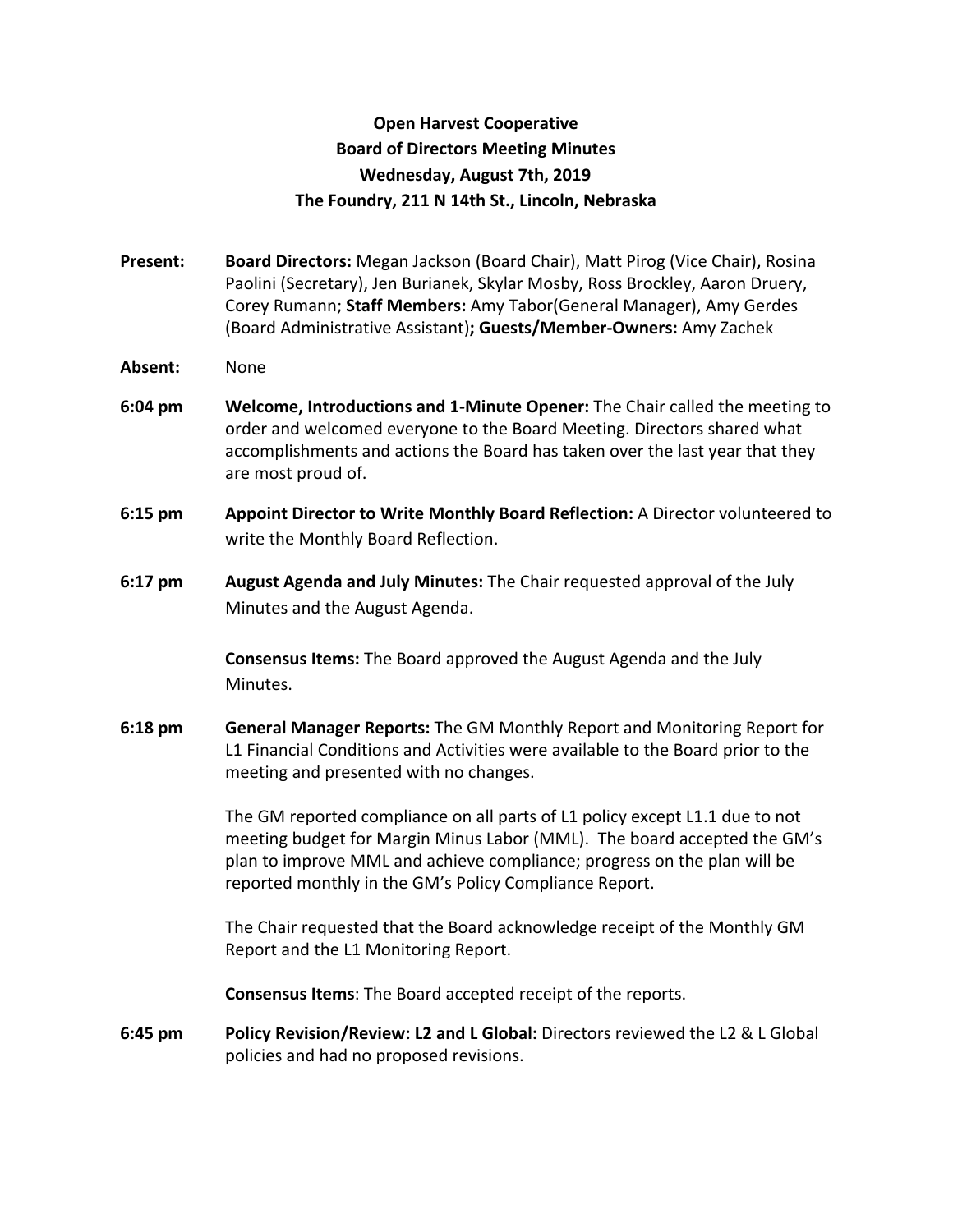**Open Harvest Cooperative**
**Board of Directors Meeting Minutes**
**Wednesday, August 7th, 2019**
**The Foundry, 211 N 14th St., Lincoln, Nebraska**

**Present:** **Board Directors:** Megan Jackson (Board Chair), Matt Pirog (Vice Chair), Rosina Paolini (Secretary), Jen Burianek, Skylar Mosby, Ross Brockley, Aaron Druery, Corey Rumann; **Staff Members:** Amy Tabor(General Manager), Amy Gerdes (Board Administrative Assistant)**; Guests/Member-Owners:** Amy Zachek

**Absent:** None

**6:04 pm** **Welcome, Introductions and 1-Minute Opener:** The Chair called the meeting to order and welcomed everyone to the Board Meeting. Directors shared what accomplishments and actions the Board has taken over the last year that they are most proud of.

**6:15 pm** **Appoint Director to Write Monthly Board Reflection:** A Director volunteered to write the Monthly Board Reflection.

**6:17 pm** **August Agenda and July Minutes:** The Chair requested approval of the July Minutes and the August Agenda.

**Consensus Items:** The Board approved the August Agenda and the July Minutes.

**6:18 pm** **General Manager Reports:** The GM Monthly Report and Monitoring Report for L1 Financial Conditions and Activities were available to the Board prior to the meeting and presented with no changes.

The GM reported compliance on all parts of L1 policy except L1.1 due to not meeting budget for Margin Minus Labor (MML). The board accepted the GM's plan to improve MML and achieve compliance; progress on the plan will be reported monthly in the GM's Policy Compliance Report.

The Chair requested that the Board acknowledge receipt of the Monthly GM Report and the L1 Monitoring Report.

**Consensus Items**: The Board accepted receipt of the reports.

**6:45 pm** **Policy Revision/Review: L2 and L Global:** Directors reviewed the L2 & L Global policies and had no proposed revisions.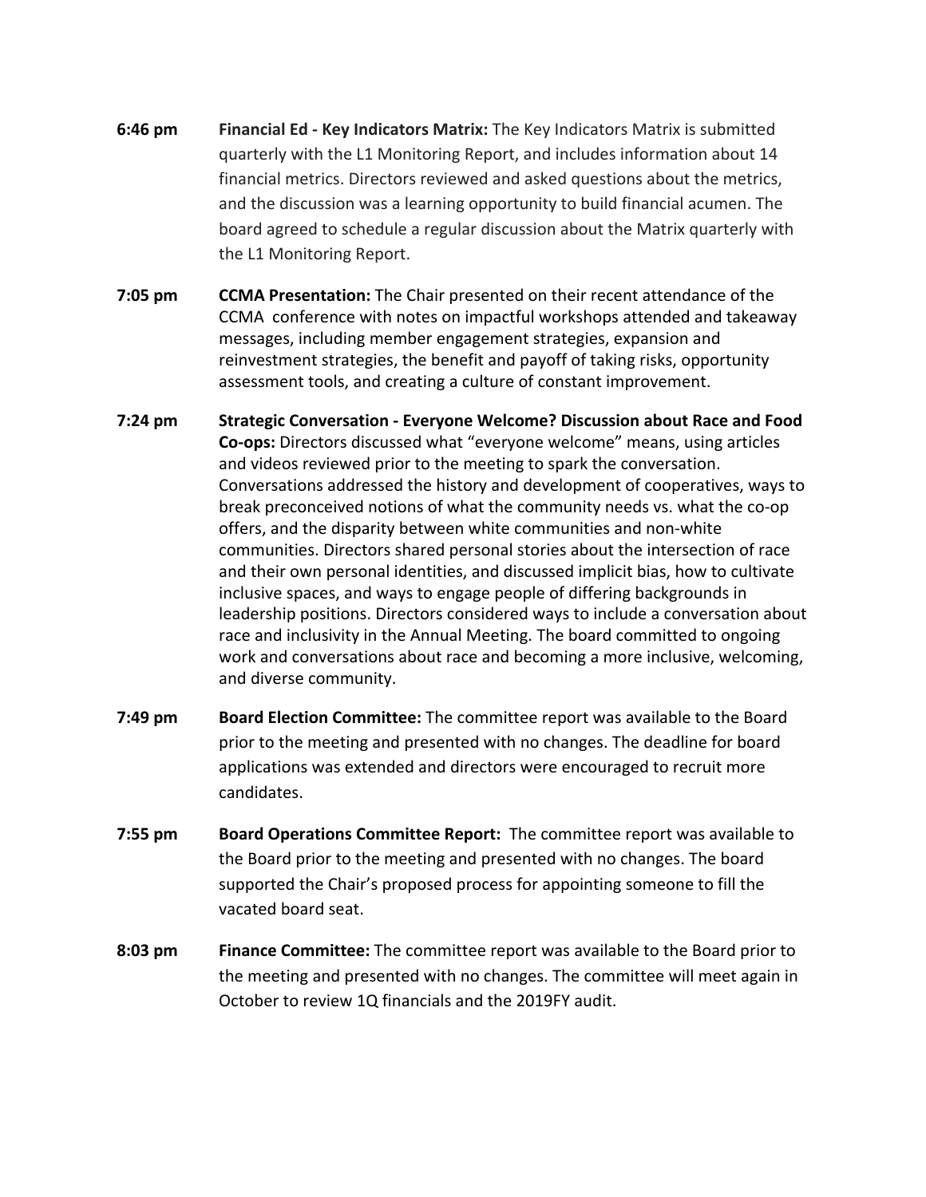**6:46 pm** **Financial Ed - Key Indicators Matrix:** The Key Indicators Matrix is submitted quarterly with the L1 Monitoring Report, and includes information about 14 financial metrics. Directors reviewed and asked questions about the metrics, and the discussion was a learning opportunity to build financial acumen. The board agreed to schedule a regular discussion about the Matrix quarterly with the L1 Monitoring Report.

**7:05 pm** **CCMA Presentation:** The Chair presented on their recent attendance of the CCMA conference with notes on impactful workshops attended and takeaway messages, including member engagement strategies, expansion and reinvestment strategies, the benefit and payoff of taking risks, opportunity assessment tools, and creating a culture of constant improvement.

**7:24 pm** **Strategic Conversation - Everyone Welcome? Discussion about Race and Food Co-ops:** Directors discussed what "everyone welcome" means, using articles and videos reviewed prior to the meeting to spark the conversation. Conversations addressed the history and development of cooperatives, ways to break preconceived notions of what the community needs vs. what the co-op offers, and the disparity between white communities and non-white communities. Directors shared personal stories about the intersection of race and their own personal identities, and discussed implicit bias, how to cultivate inclusive spaces, and ways to engage people of differing backgrounds in leadership positions. Directors considered ways to include a conversation about race and inclusivity in the Annual Meeting. The board committed to ongoing work and conversations about race and becoming a more inclusive, welcoming, and diverse community.

**7:49 pm** **Board Election Committee:** The committee report was available to the Board prior to the meeting and presented with no changes. The deadline for board applications was extended and directors were encouraged to recruit more candidates.

**7:55 pm** **Board Operations Committee Report:** The committee report was available to the Board prior to the meeting and presented with no changes. The board supported the Chair's proposed process for appointing someone to fill the vacated board seat.

**8:03 pm** **Finance Committee:** The committee report was available to the Board prior to the meeting and presented with no changes. The committee will meet again in October to review 1Q financials and the 2019FY audit.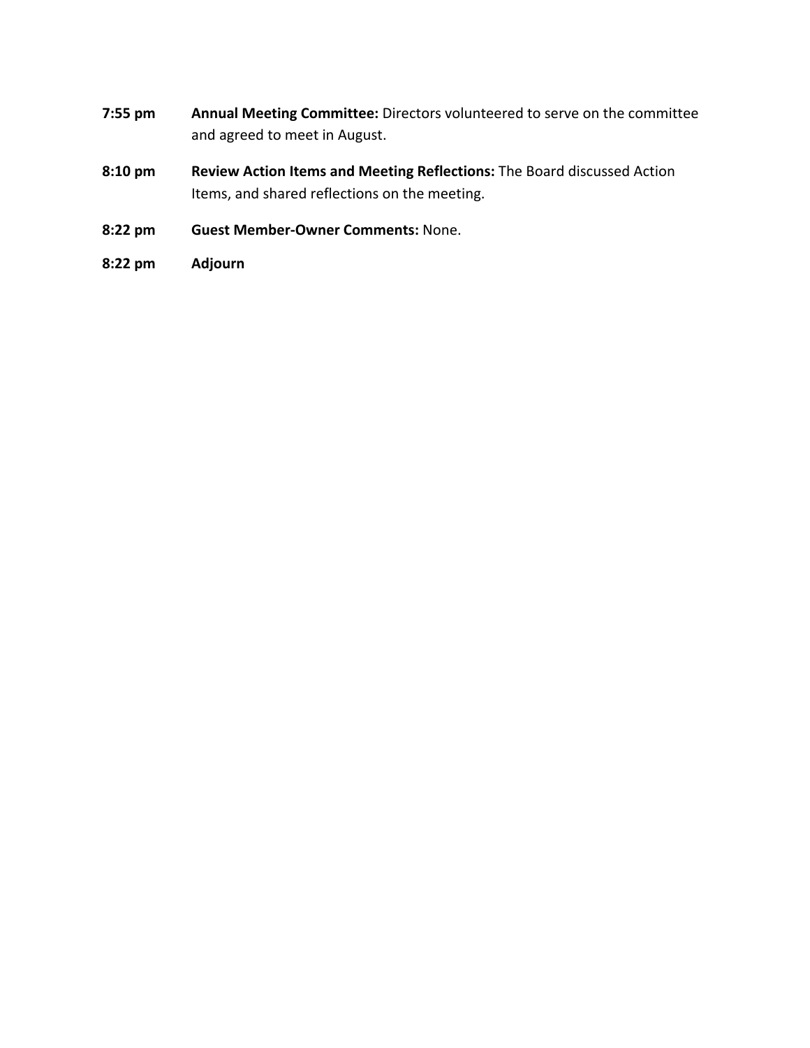**7:55 pm** **Annual Meeting Committee:** Directors volunteered to serve on the committee and agreed to meet in August.

**8:10 pm** **Review Action Items and Meeting Reflections:** The Board discussed Action Items, and shared reflections on the meeting.

**8:22 pm** **Guest Member-Owner Comments:** None.

**8:22 pm** **Adjourn**